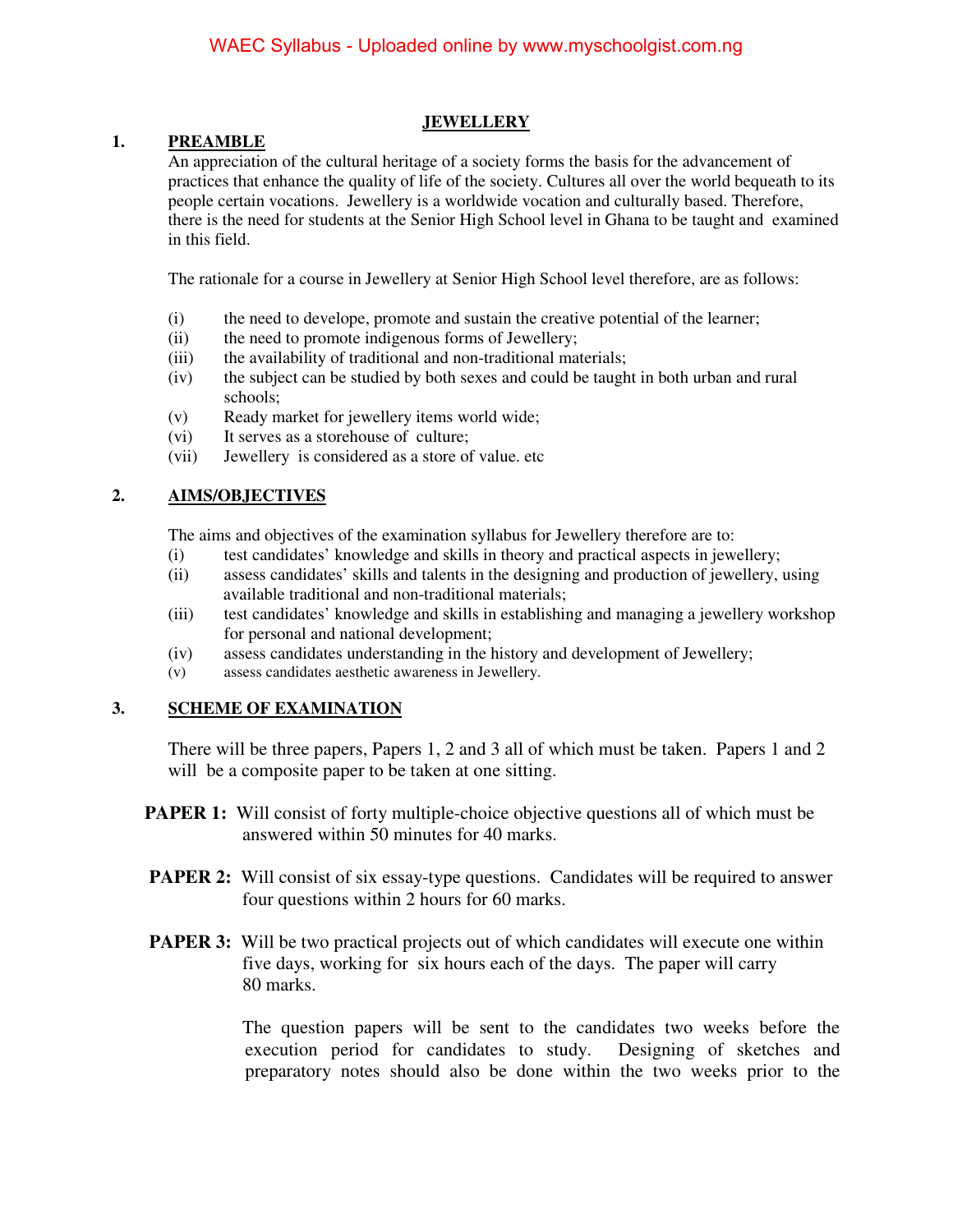# JEWELLERY

## 1. PREAMBLE

An appreciation of the cultural heritage of a society forms the basis for the advancement of practices that enhance the quality of life of the society. Cultures all over the world bequeath to its people certain vocations. Jewellery is a worldwide vocation and culturally based. Therefore, there is the need for students at the Senior High School level in Ghana to be taught and examined in this field.

The rationale for a course in Jewellery at Senior High School level therefore, are as follows:

(i) the need to develope, promote and sustain the creative potential of the learner;
(ii) the need to promote indigenous forms of Jewellery;
(iii) the availability of traditional and non-traditional materials;
(iv) the subject can be studied by both sexes and could be taught in both urban and rural schools;
(v) Ready market for jewellery items world wide;
(vi) It serves as a storehouse of culture;
(vii) Jewellery is considered as a store of value. etc

## 2. AIMS/OBJECTIVES

The aims and objectives of the examination syllabus for Jewellery therefore are to:

(i) test candidates' knowledge and skills in theory and practical aspects in jewellery;
(ii) assess candidates' skills and talents in the designing and production of jewellery, using available traditional and non-traditional materials;
(iii) test candidates' knowledge and skills in establishing and managing a jewellery workshop for personal and national development;
(iv) assess candidates understanding in the history and development of Jewellery;
(v) assess candidates aesthetic awareness in Jewellery.

## 3. SCHEME OF EXAMINATION

There will be three papers, Papers 1, 2 and 3 all of which must be taken. Papers 1 and 2 will be a composite paper to be taken at one sitting.

**PAPER 1:** Will consist of forty multiple-choice objective questions all of which must be answered within 50 minutes for 40 marks.

**PAPER 2:** Will consist of six essay-type questions. Candidates will be required to answer four questions within 2 hours for 60 marks.

**PAPER 3:** Will be two practical projects out of which candidates will execute one within five days, working for six hours each of the days. The paper will carry 80 marks.

The question papers will be sent to the candidates two weeks before the execution period for candidates to study. Designing of sketches and preparatory notes should also be done within the two weeks prior to the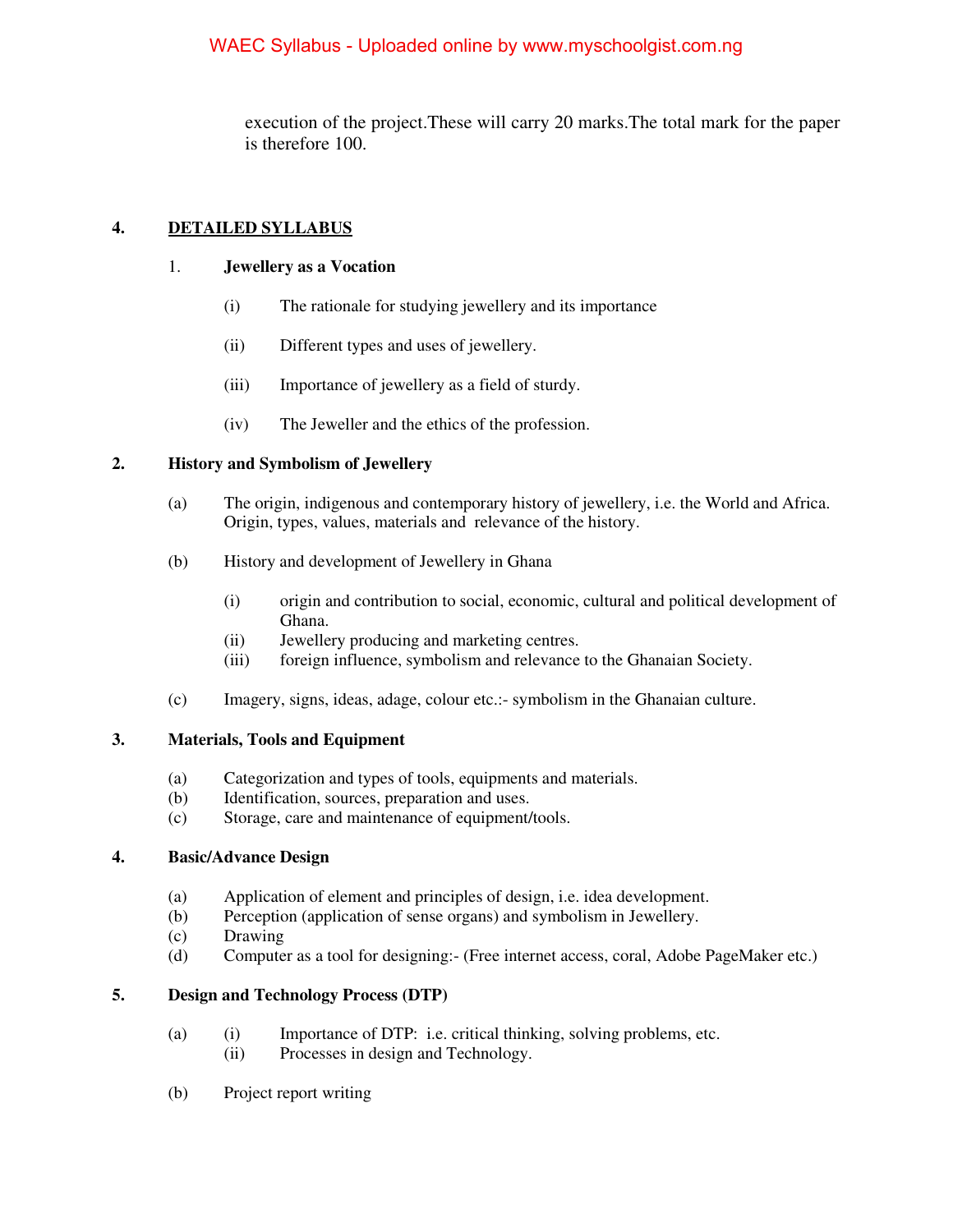execution of the project.These will carry 20 marks.The total mark for the paper is therefore 100.

## 4. DETAILED SYLLABUS

### 1. Jewellery as a Vocation

(i) The rationale for studying jewellery and its importance

(ii) Different types and uses of jewellery.

(iii) Importance of jewellery as a field of sturdy.

(iv) The Jeweller and the ethics of the profession.

### 2. History and Symbolism of Jewellery

(a) The origin, indigenous and contemporary history of jewellery, i.e. the World and Africa. Origin, types, values, materials and relevance of the history.

(b) History and development of Jewellery in Ghana

(i) origin and contribution to social, economic, cultural and political development of Ghana.
(ii) Jewellery producing and marketing centres.
(iii) foreign influence, symbolism and relevance to the Ghanaian Society.

(c) Imagery, signs, ideas, adage, colour etc.:- symbolism in the Ghanaian culture.

### 3. Materials, Tools and Equipment

(a) Categorization and types of tools, equipments and materials.
(b) Identification, sources, preparation and uses.
(c) Storage, care and maintenance of equipment/tools.

### 4. Basic/Advance Design

(a) Application of element and principles of design, i.e. idea development.
(b) Perception (application of sense organs) and symbolism in Jewellery.
(c) Drawing
(d) Computer as a tool for designing:- (Free internet access, coral, Adobe PageMaker etc.)

### 5. Design and Technology Process (DTP)

(a) (i) Importance of DTP: i.e. critical thinking, solving problems, etc.
(ii) Processes in design and Technology.

(b) Project report writing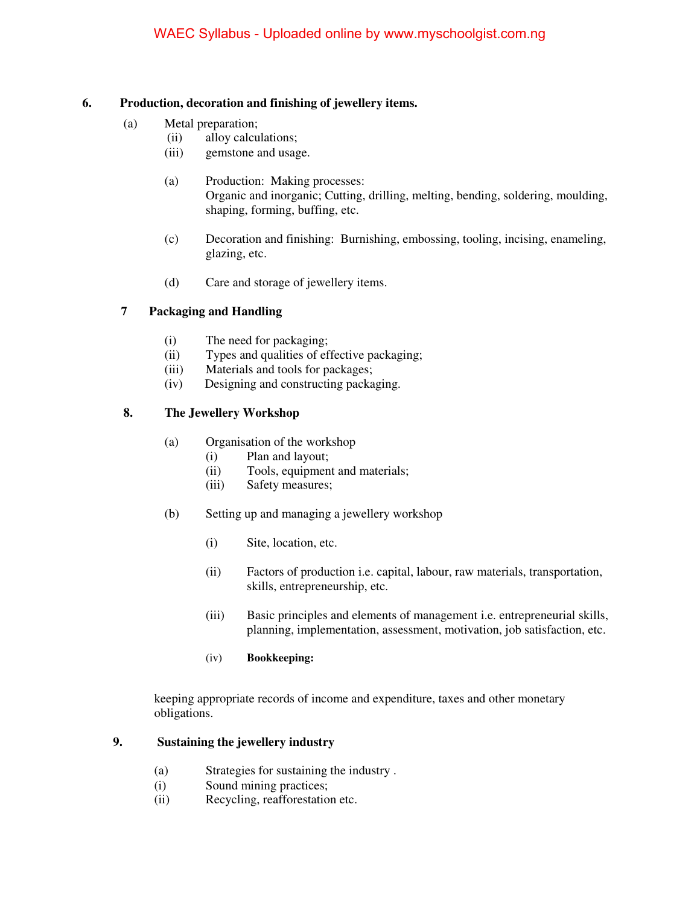**6. Production, decoration and finishing of jewellery items.**

(a) Metal preparation;

- (ii) alloy calculations;
- (iii) gemstone and usage.

(a) Production: Making processes:
Organic and inorganic; Cutting, drilling, melting, bending, soldering, moulding, shaping, forming, buffing, etc.

(c) Decoration and finishing: Burnishing, embossing, tooling, incising, enameling, glazing, etc.

(d) Care and storage of jewellery items.

**7 Packaging and Handling**

- (i) The need for packaging;
- (ii) Types and qualities of effective packaging;
- (iii) Materials and tools for packages;
- (iv) Designing and constructing packaging.

**8. The Jewellery Workshop**

(a) Organisation of the workshop

- (i) Plan and layout;
- (ii) Tools, equipment and materials;
- (iii) Safety measures;

(b) Setting up and managing a jewellery workshop

- (i) Site, location, etc.
- (ii) Factors of production i.e. capital, labour, raw materials, transportation, skills, entrepreneurship, etc.
- (iii) Basic principles and elements of management i.e. entrepreneurial skills, planning, implementation, assessment, motivation, job satisfaction, etc.
- (iv) **Bookkeeping:**

keeping appropriate records of income and expenditure, taxes and other monetary obligations.

**9. Sustaining the jewellery industry**

(a) Strategies for sustaining the industry .

- (i) Sound mining practices;
- (ii) Recycling, reafforestation etc.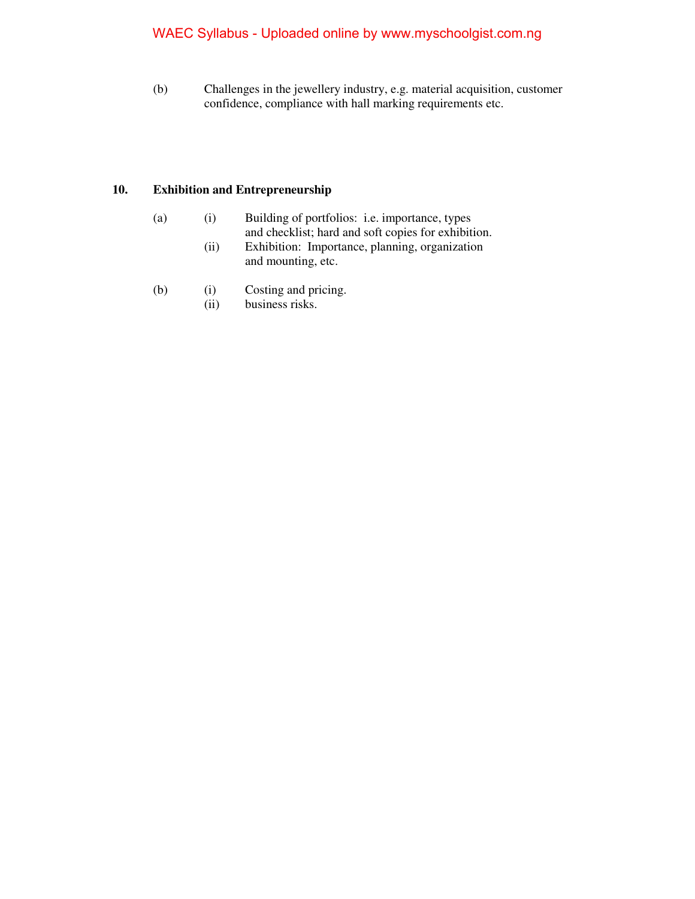(b) Challenges in the jewellery industry, e.g. material acquisition, customer confidence, compliance with hall marking requirements etc.

**10. Exhibition and Entrepreneurship**

(a) (i) Building of portfolios: i.e. importance, types and checklist; hard and soft copies for exhibition.

(ii) Exhibition: Importance, planning, organization and mounting, etc.

(b) (i) Costing and pricing.

(ii) business risks.